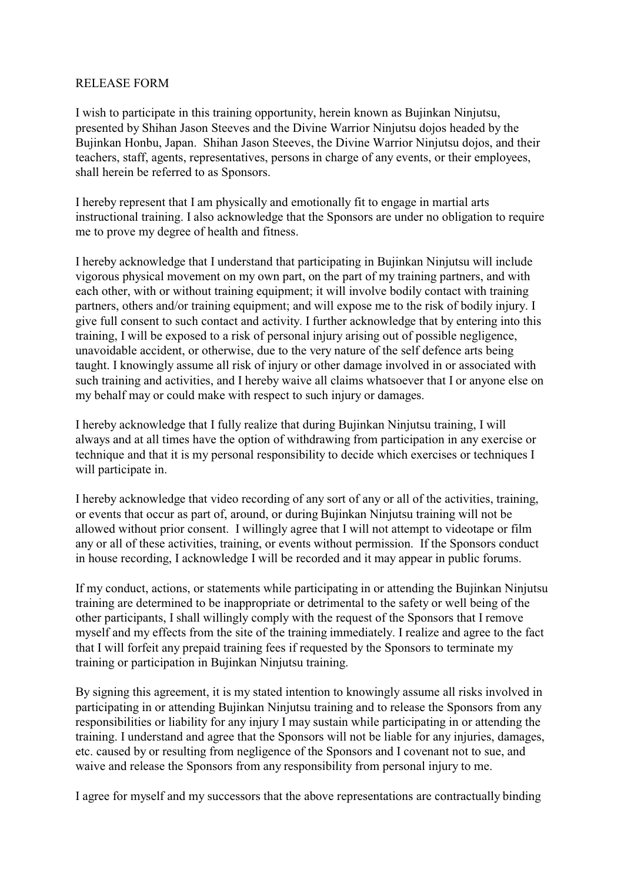# RELEASE FORM

I wish to participate in this training opportunity, herein known as Bujinkan Ninjutsu, presented by Shihan Jason Steeves and the Divine Warrior Ninjutsu dojos headed by the Bujinkan Honbu, Japan. Shihan Jason Steeves, the Divine Warrior Ninjutsu dojos, and their teachers, staff, agents, representatives, persons in charge of any events, or their employees, shall herein be referred to as Sponsors.

I hereby represent that I am physically and emotionally fit to engage in martial arts instructional training. I also acknowledge that the Sponsors are under no obligation to require me to prove my degree of health and fitness.

I hereby acknowledge that I understand that participating in Bujinkan Ninjutsu will include vigorous physical movement on my own part, on the part of my training partners, and with each other, with or without training equipment; it will involve bodily contact with training partners, others and/or training equipment; and will expose me to the risk of bodily injury. I give full consent to such contact and activity. I further acknowledge that by entering into this training, I will be exposed to a risk of personal injury arising out of possible negligence, unavoidable accident, or otherwise, due to the very nature of the self defence arts being taught. I knowingly assume all risk of injury or other damage involved in or associated with such training and activities, and I hereby waive all claims whatsoever that I or anyone else on my behalf may or could make with respect to such injury or damages.

I hereby acknowledge that I fully realize that during Bujinkan Ninjutsu training, I will always and at all times have the option of withdrawing from participation in any exercise or technique and that it is my personal responsibility to decide which exercises or techniques I will participate in.

I hereby acknowledge that video recording of any sort of any or all of the activities, training, or events that occur as part of, around, or during Bujinkan Ninjutsu training will not be allowed without prior consent. I willingly agree that I will not attempt to videotape or film any or all of these activities, training, or events without permission. If the Sponsors conduct in house recording, I acknowledge I will be recorded and it may appear in public forums.

If my conduct, actions, or statements while participating in or attending the Bujinkan Ninjutsu training are determined to be inappropriate or detrimental to the safety or well being of the other participants, I shall willingly comply with the request of the Sponsors that I remove myself and my effects from the site of the training immediately. I realize and agree to the fact that I will forfeit any prepaid training fees if requested by the Sponsors to terminate my training or participation in Bujinkan Ninjutsu training.

By signing this agreement, it is my stated intention to knowingly assume all risks involved in participating in or attending Bujinkan Ninjutsu training and to release the Sponsors from any responsibilities or liability for any injury I may sustain while participating in or attending the training. I understand and agree that the Sponsors will not be liable for any injuries, damages, etc. caused by or resulting from negligence of the Sponsors and I covenant not to sue, and waive and release the Sponsors from any responsibility from personal injury to me.

I agree for myself and my successors that the above representations are contractually binding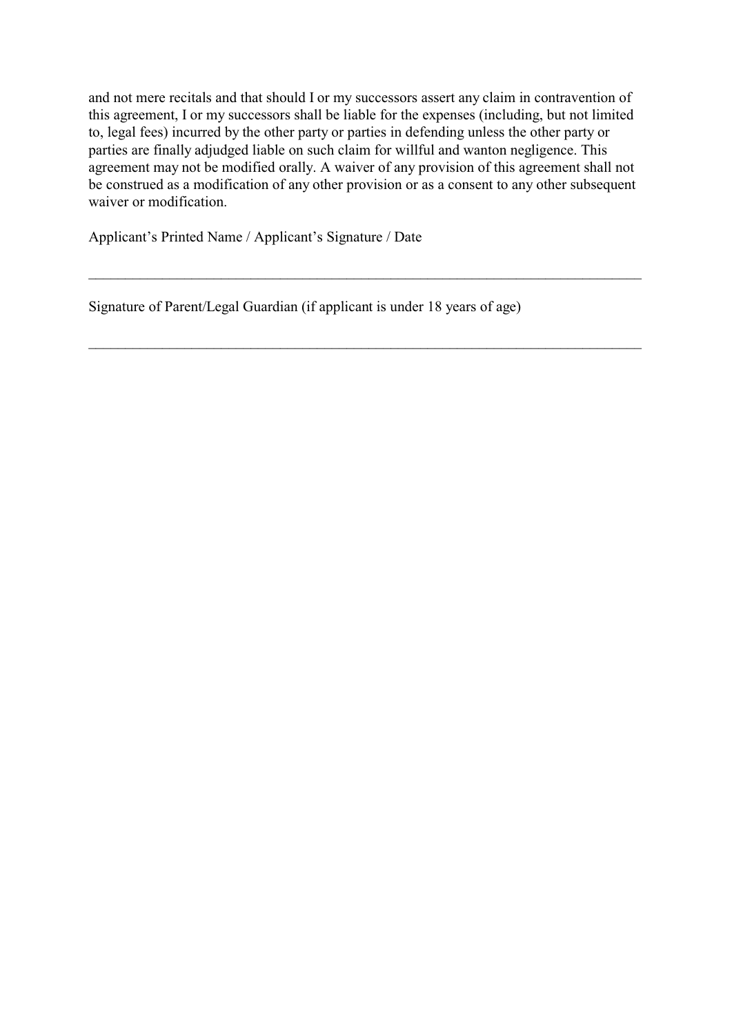and not mere recitals and that should I or my successors assert any claim in contravention of this agreement, I or my successors shall be liable for the expenses (including, but not limited to, legal fees) incurred by the other party or parties in defending unless the other party or parties are finally adjudged liable on such claim for willful and wanton negligence. This agreement may not be modified orally. A waiver of any provision of this agreement shall not be construed as a modification of any other provision or as a consent to any other subsequent waiver or modification.

Applicant's Printed Name / Applicant's Signature / Date

_______________________________________________________________________________

Signature of Parent/Legal Guardian (if applicant is under 18 years of age)

_______________________________________________________________________________